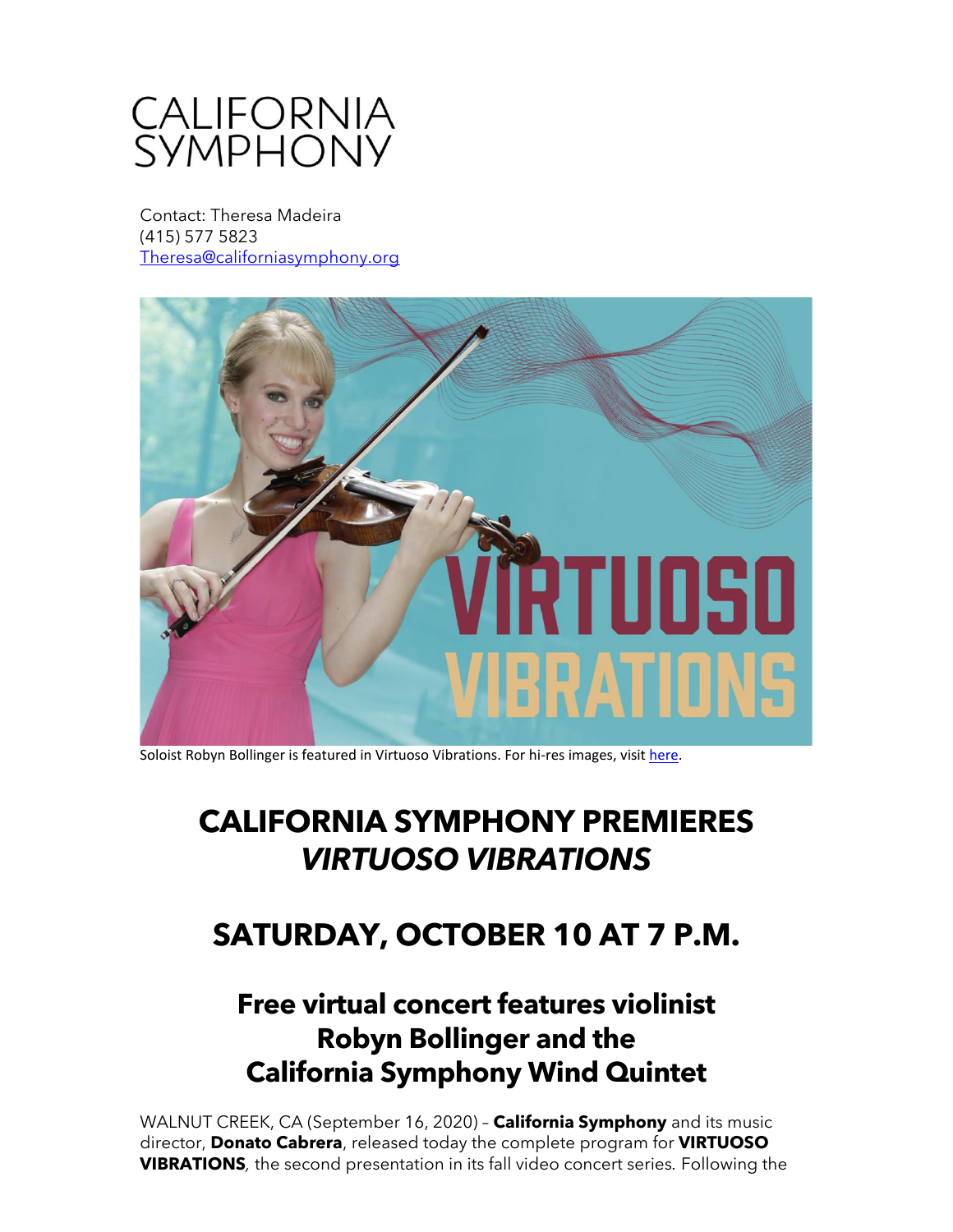CALIFORNIA SYMPHONY

Contact: Theresa Madeira
(415) 577 5823
Theresa@californiasymphony.org

Soloist Robyn Bollinger is featured in Virtuoso Vibrations. For hi-res images, visit here.

# CALIFORNIA SYMPHONY PREMIERES *VIRTUOSO VIBRATIONS*

## SATURDAY, OCTOBER 10 AT 7 P.M.

### Free virtual concert features violinist Robyn Bollinger and the California Symphony Wind Quintet

WALNUT CREEK, CA (September 16, 2020) – **California Symphony** and its music director, **Donato Cabrera**, released today the complete program for **VIRTUOSO VIBRATIONS**, the second presentation in its fall video concert series. Following the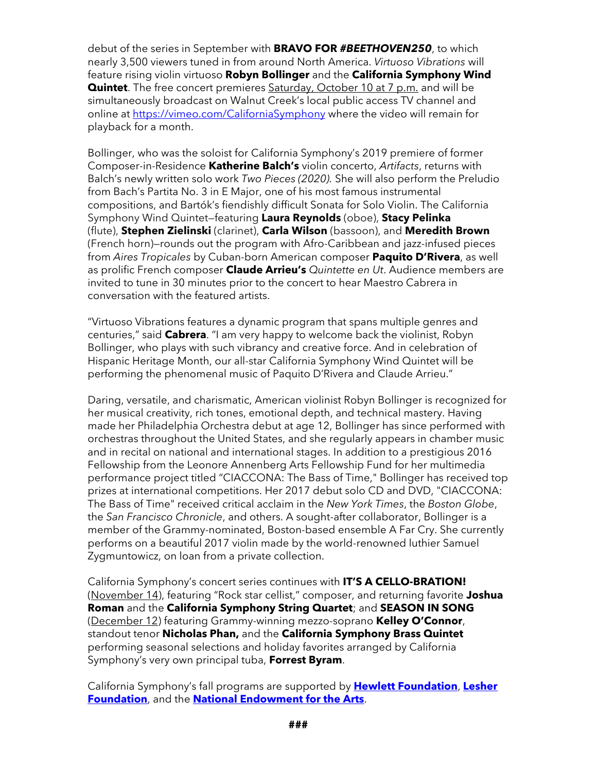debut of the series in September with **BRAVO FOR *#BEETHOVEN250***, to which nearly 3,500 viewers tuned in from around North America. *Virtuoso Vibrations* will feature rising violin virtuoso **Robyn Bollinger** and the **California Symphony Wind Quintet**. The free concert premieres Saturday, October 10 at 7 p.m. and will be simultaneously broadcast on Walnut Creek's local public access TV channel and online at [https://vimeo.com/CaliforniaSymphony](https://vimeo.com/CaliforniaSymphony) where the video will remain for playback for a month.

Bollinger, who was the soloist for California Symphony's 2019 premiere of former Composer-in-Residence **Katherine Balch's** violin concerto, *Artifacts*, returns with Balch's newly written solo work *Two Pieces (2020).* She will also perform the Preludio from Bach's Partita No. 3 in E Major, one of his most famous instrumental compositions, and Bartók's fiendishly difficult Sonata for Solo Violin. The California Symphony Wind Quintet—featuring **Laura Reynolds** (oboe), **Stacy Pelinka** (flute), **Stephen Zielinski** (clarinet), **Carla Wilson** (bassoon), and **Meredith Brown** (French horn)—rounds out the program with Afro-Caribbean and jazz-infused pieces from *Aires Tropicales* by Cuban-born American composer **Paquito D'Rivera**, as well as prolific French composer **Claude Arrieu's** *Quintette en Ut*. Audience members are invited to tune in 30 minutes prior to the concert to hear Maestro Cabrera in conversation with the featured artists.

"Virtuoso Vibrations features a dynamic program that spans multiple genres and centuries," said **Cabrera**. "I am very happy to welcome back the violinist, Robyn Bollinger, who plays with such vibrancy and creative force. And in celebration of Hispanic Heritage Month, our all-star California Symphony Wind Quintet will be performing the phenomenal music of Paquito D'Rivera and Claude Arrieu."

Daring, versatile, and charismatic, American violinist Robyn Bollinger is recognized for her musical creativity, rich tones, emotional depth, and technical mastery. Having made her Philadelphia Orchestra debut at age 12, Bollinger has since performed with orchestras throughout the United States, and she regularly appears in chamber music and in recital on national and international stages. In addition to a prestigious 2016 Fellowship from the Leonore Annenberg Arts Fellowship Fund for her multimedia performance project titled "CIACCONA: The Bass of Time," Bollinger has received top prizes at international competitions. Her 2017 debut solo CD and DVD, "CIACCONA: The Bass of Time" received critical acclaim in the *New York Times*, the *Boston Globe*, the *San Francisco Chronicle*, and others. A sought-after collaborator, Bollinger is a member of the Grammy-nominated, Boston-based ensemble A Far Cry. She currently performs on a beautiful 2017 violin made by the world-renowned luthier Samuel Zygmuntowicz, on loan from a private collection.

California Symphony's concert series continues with **IT'S A CELLO-BRATION!** (November 14), featuring "Rock star cellist," composer, and returning favorite **Joshua Roman** and the **California Symphony String Quartet**; and **SEASON IN SONG** (December 12) featuring Grammy-winning mezzo-soprano **Kelley O'Connor**, standout tenor **Nicholas Phan,** and the **California Symphony Brass Quintet** performing seasonal selections and holiday favorites arranged by California Symphony's very own principal tuba, **Forrest Byram**.

California Symphony's fall programs are supported by **Hewlett Foundation**, **Lesher Foundation**, and the **National Endowment for the Arts**.

###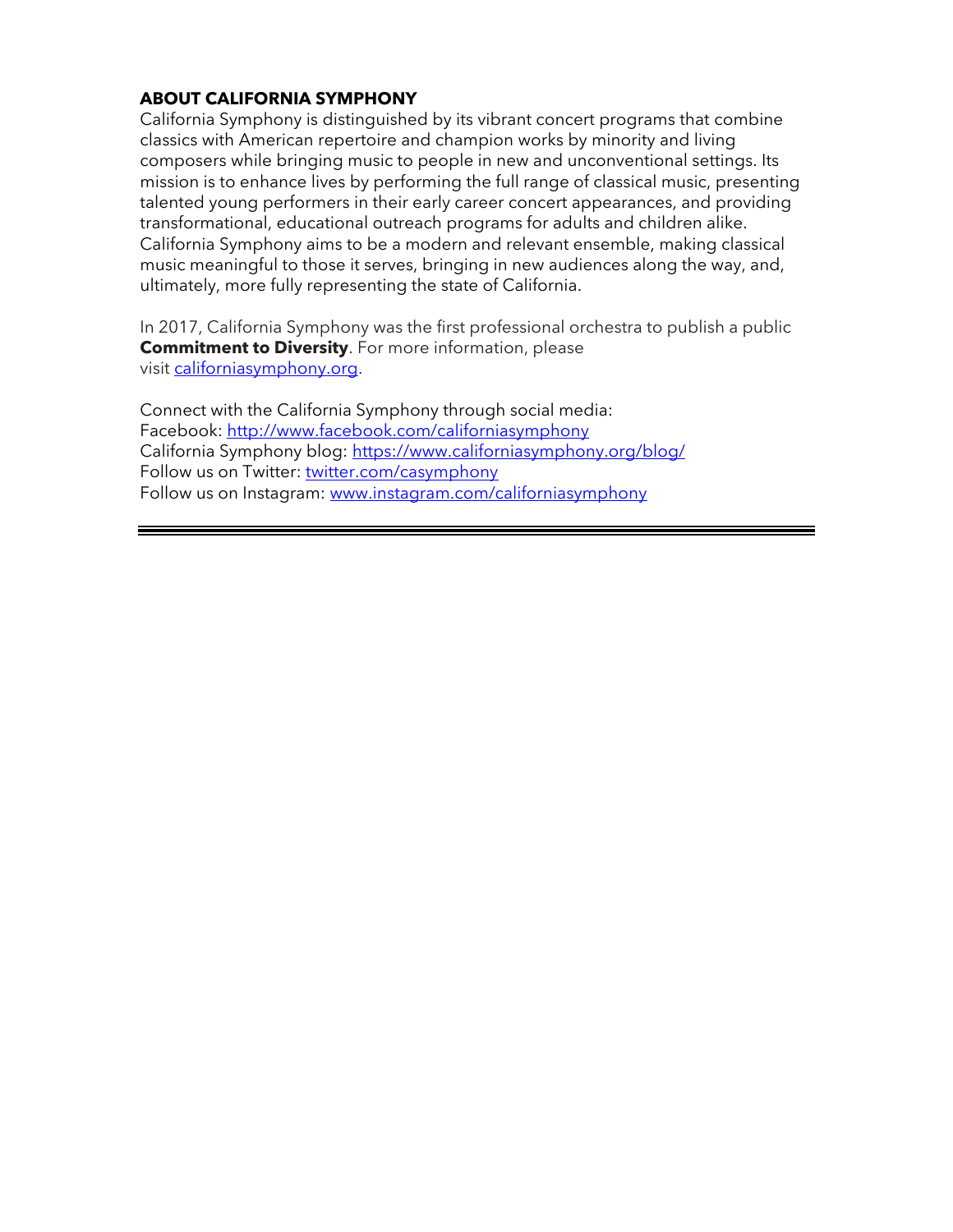**ABOUT CALIFORNIA SYMPHONY**

California Symphony is distinguished by its vibrant concert programs that combine classics with American repertoire and champion works by minority and living composers while bringing music to people in new and unconventional settings. Its mission is to enhance lives by performing the full range of classical music, presenting talented young performers in their early career concert appearances, and providing transformational, educational outreach programs for adults and children alike. California Symphony aims to be a modern and relevant ensemble, making classical music meaningful to those it serves, bringing in new audiences along the way, and, ultimately, more fully representing the state of California.

In 2017, California Symphony was the first professional orchestra to publish a public **Commitment to Diversity**. For more information, please visit [californiasymphony.org](californiasymphony.org).

Connect with the California Symphony through social media:
Facebook: [http://www.facebook.com/californiasymphony](http://www.facebook.com/californiasymphony)
California Symphony blog: [https://www.californiasymphony.org/blog/](https://www.californiasymphony.org/blog/)
Follow us on Twitter: [twitter.com/casymphony](twitter.com/casymphony)
Follow us on Instagram: [www.instagram.com/californiasymphony](www.instagram.com/californiasymphony)

---